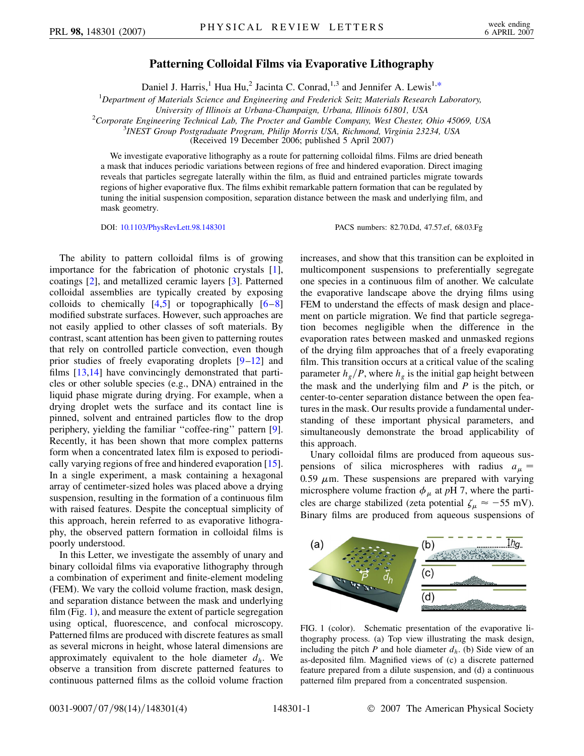# Patterning Colloidal Films via Evaporative Lithography

Daniel J. Harris,[1] Hua Hu,[2] Jacinta C. Conrad,[1,3] and Jennifer A. Lewis[1,*]

[1]Department of Materials Science and Engineering and Frederick Seitz Materials Research Laboratory, University of Illinois at Urbana-Champaign, Urbana, Illinois 61801, USA

[2]Corporate Engineering Technical Lab, The Procter and Gamble Company, West Chester, Ohio 45069, USA

[3]INEST Group Postgraduate Program, Philip Morris USA, Richmond, Virginia 23234, USA

(Received 19 December 2006; published 5 April 2007)

We investigate evaporative lithography as a route for patterning colloidal films. Films are dried beneath a mask that induces periodic variations between regions of free and hindered evaporation. Direct imaging reveals that particles segregate laterally within the film, as fluid and entrained particles migrate towards regions of higher evaporative flux. The films exhibit remarkable pattern formation that can be regulated by tuning the initial suspension composition, separation distance between the mask and underlying film, and mask geometry.

DOI: 10.1103/PhysRevLett.98.148301 PACS numbers: 82.70.Dd, 47.57.ef, 68.03.Fg

The ability to pattern colloidal films is of growing importance for the fabrication of photonic crystals [1], coatings [2], and metallized ceramic layers [3]. Patterned colloidal assemblies are typically created by exposing colloids to chemically [4,5] or topographically [6–8] modified substrate surfaces. However, such approaches are not easily applied to other classes of soft materials. By contrast, scant attention has been given to patterning routes that rely on controlled particle convection, even though prior studies of freely evaporating droplets [9–12] and films [13,14] have convincingly demonstrated that particles or other soluble species (e.g., DNA) entrained in the liquid phase migrate during drying. For example, when a drying droplet wets the surface and its contact line is pinned, solvent and entrained particles flow to the drop periphery, yielding the familiar "coffee-ring" pattern [9]. Recently, it has been shown that more complex patterns form when a concentrated latex film is exposed to periodically varying regions of free and hindered evaporation [15]. In a single experiment, a mask containing a hexagonal array of centimeter-sized holes was placed above a drying suspension, resulting in the formation of a continuous film with raised features. Despite the conceptual simplicity of this approach, herein referred to as evaporative lithography, the observed pattern formation in colloidal films is poorly understood.

In this Letter, we investigate the assembly of unary and binary colloidal films via evaporative lithography through a combination of experiment and finite-element modeling (FEM). We vary the colloid volume fraction, mask design, and separation distance between the mask and underlying film (Fig. 1), and measure the extent of particle segregation using optical, fluorescence, and confocal microscopy. Patterned films are produced with discrete features as small as several microns in height, whose lateral dimensions are approximately equivalent to the hole diameter $d_h$. We observe a transition from discrete patterned features to continuous patterned films as the colloid volume fraction increases, and show that this transition can be exploited in multicomponent suspensions to preferentially segregate one species in a continuous film of another. We calculate the evaporative landscape above the drying films using FEM to understand the effects of mask design and placement on particle migration. We find that particle segregation becomes negligible when the difference in the evaporation rates between masked and unmasked regions of the drying film approaches that of a freely evaporating film. This transition occurs at a critical value of the scaling parameter $h_g/P$, where $h_g$ is the initial gap height between the mask and the underlying film and $P$ is the pitch, or center-to-center separation distance between the open features in the mask. Our results provide a fundamental understanding of these important physical parameters, and simultaneously demonstrate the broad applicability of this approach.

Unary colloidal films are produced from aqueous suspensions of silica microspheres with radius $a_\mu = 0.59\ \mu$m. These suspensions are prepared with varying microsphere volume fraction $\phi_\mu$ at pH 7, where the particles are charge stabilized (zeta potential $\zeta_\mu \approx -55$ mV). Binary films are produced from aqueous suspensions of

(a)
P
$d_h$
(b)
$h_g$
(c)
(d)

FIG. 1 (color). Schematic presentation of the evaporative lithography process. (a) Top view illustrating the mask design, including the pitch $P$ and hole diameter $d_h$. (b) Side view of an as-deposited film. Magnified views of (c) a discrete patterned feature prepared from a dilute suspension, and (d) a continuous patterned film prepared from a concentrated suspension.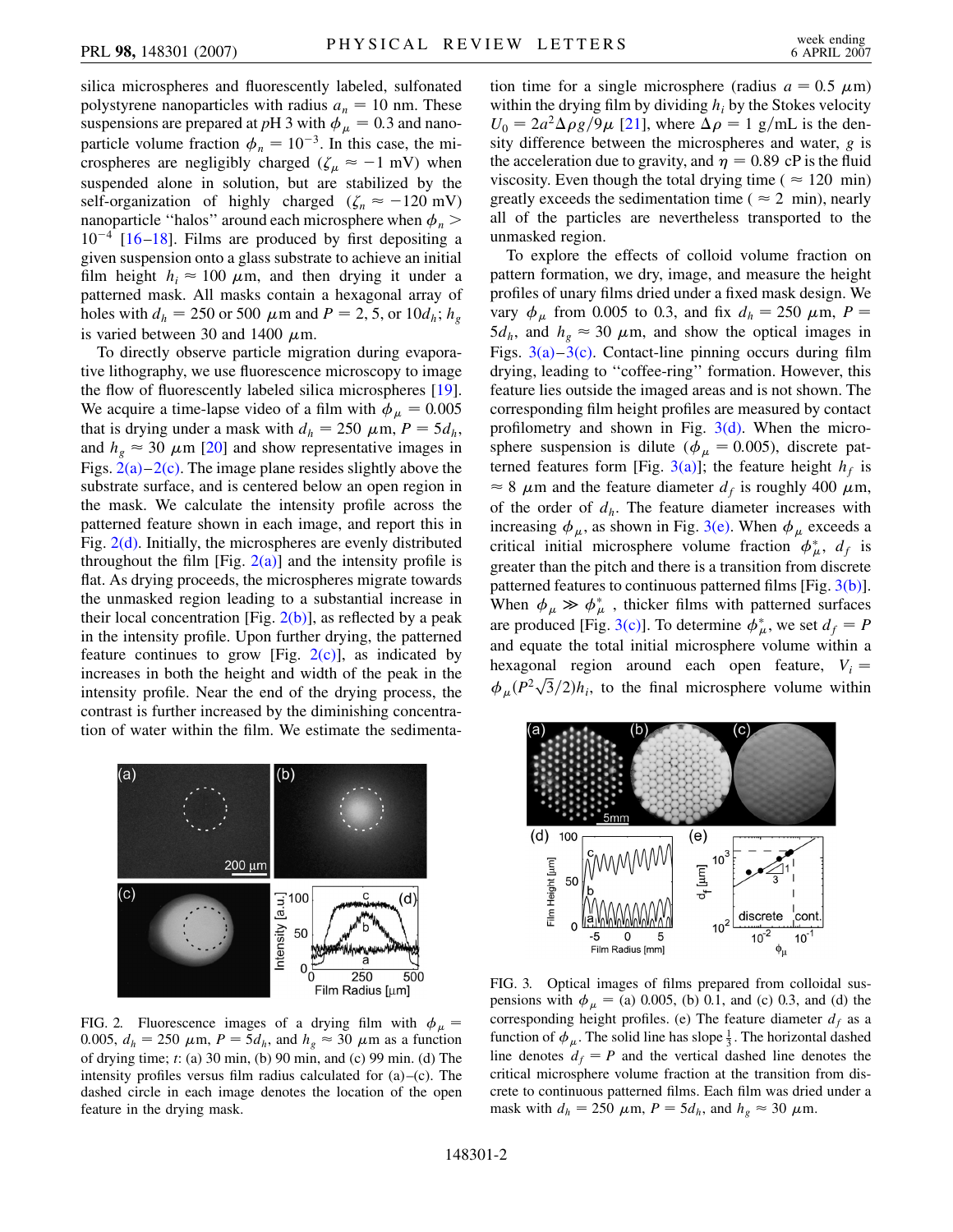silica microspheres and fluorescently labeled, sulfonated polystyrene nanoparticles with radius $a_n = 10$ nm. These suspensions are prepared at $p$H 3 with $\phi_\mu = 0.3$ and nanoparticle volume fraction $\phi_n = 10^{-3}$. In this case, the microspheres are negligibly charged ($\zeta_\mu \approx -1$ mV) when suspended alone in solution, but are stabilized by the self-organization of highly charged ($\zeta_n \approx -120$ mV) nanoparticle "halos" around each microsphere when $\phi_n > 10^{-4}$ [16–18]. Films are produced by first depositing a given suspension onto a glass substrate to achieve an initial film height $h_i \approx 100$ $\mu$m, and then drying it under a patterned mask. All masks contain a hexagonal array of holes with $d_h = 250$ or 500 $\mu$m and $P = 2, 5,$ or $10d_h$; $h_g$ is varied between 30 and 1400 $\mu$m.

To directly observe particle migration during evaporative lithography, we use fluorescence microscopy to image the flow of fluorescently labeled silica microspheres [19]. We acquire a time-lapse video of a film with $\phi_\mu = 0.005$ that is drying under a mask with $d_h = 250$ $\mu$m, $P = 5d_h$, and $h_g \approx 30$ $\mu$m [20] and show representative images in Figs. 2(a)–2(c). The image plane resides slightly above the substrate surface, and is centered below an open region in the mask. We calculate the intensity profile across the patterned feature shown in each image, and report this in Fig. 2(d). Initially, the microspheres are evenly distributed throughout the film [Fig. 2(a)] and the intensity profile is flat. As drying proceeds, the microspheres migrate towards the unmasked region leading to a substantial increase in their local concentration [Fig. 2(b)], as reflected by a peak in the intensity profile. Upon further drying, the patterned feature continues to grow [Fig. 2(c)], as indicated by increases in both the height and width of the peak in the intensity profile. Near the end of the drying process, the contrast is further increased by the diminishing concentration of water within the film. We estimate the sedimentation time for a single microsphere (radius $a = 0.5$ $\mu$m) within the drying film by dividing $h_i$ by the Stokes velocity $U_0 = 2a^2\Delta\rho g/9\mu$ [21], where $\Delta\rho = 1$ g/mL is the density difference between the microspheres and water, $g$ is the acceleration due to gravity, and $\eta = 0.89$ cP is the fluid viscosity. Even though the total drying time ($\approx 120$ min) greatly exceeds the sedimentation time ($\approx 2$ min), nearly all of the particles are nevertheless transported to the unmasked region.

To explore the effects of colloid volume fraction on pattern formation, we dry, image, and measure the height profiles of unary films dried under a fixed mask design. We vary $\phi_\mu$ from 0.005 to 0.3, and fix $d_h = 250$ $\mu$m, $P = 5d_h$, and $h_g \approx 30$ $\mu$m, and show the optical images in Figs. 3(a)–3(c). Contact-line pinning occurs during film drying, leading to "coffee-ring" formation. However, this feature lies outside the imaged areas and is not shown. The corresponding film height profiles are measured by contact profilometry and shown in Fig. 3(d). When the microsphere suspension is dilute ($\phi_\mu = 0.005$), discrete patterned features form [Fig. 3(a)]; the feature height $h_f$ is $\approx 8$ $\mu$m and the feature diameter $d_f$ is roughly 400 $\mu$m, of the order of $d_h$. The feature diameter increases with increasing $\phi_\mu$, as shown in Fig. 3(e). When $\phi_\mu$ exceeds a critical initial microsphere volume fraction $\phi_\mu^*$, $d_f$ is greater than the pitch and there is a transition from discrete patterned features to continuous patterned films [Fig. 3(b)]. When $\phi_\mu \gg \phi_\mu^*$, thicker films with patterned surfaces are produced [Fig. 3(c)]. To determine $\phi_\mu^*$, we set $d_f = P$ and equate the total initial microsphere volume within a hexagonal region around each open feature, $V_i = \phi_\mu(P^2\sqrt{3}/2)h_i$, to the final microsphere volume within

FIG. 2. Fluorescence images of a drying film with $\phi_\mu = 0.005$, $d_h = 250$ $\mu$m, $P = 5d_h$, and $h_g \approx 30$ $\mu$m as a function of drying time; $t$: (a) 30 min, (b) 90 min, and (c) 99 min. (d) The intensity profiles versus film radius calculated for (a)–(c). The dashed circle in each image denotes the location of the open feature in the drying mask.

FIG. 3. Optical images of films prepared from colloidal suspensions with $\phi_\mu =$ (a) 0.005, (b) 0.1, and (c) 0.3, and (d) the corresponding height profiles. (e) The feature diameter $d_f$ as a function of $\phi_\mu$. The solid line has slope $\frac{1}{3}$. The horizontal dashed line denotes $d_f = P$ and the vertical dashed line denotes the critical microsphere volume fraction at the transition from discrete to continuous patterned films. Each film was dried under a mask with $d_h = 250$ $\mu$m, $P = 5d_h$, and $h_g \approx 30$ $\mu$m.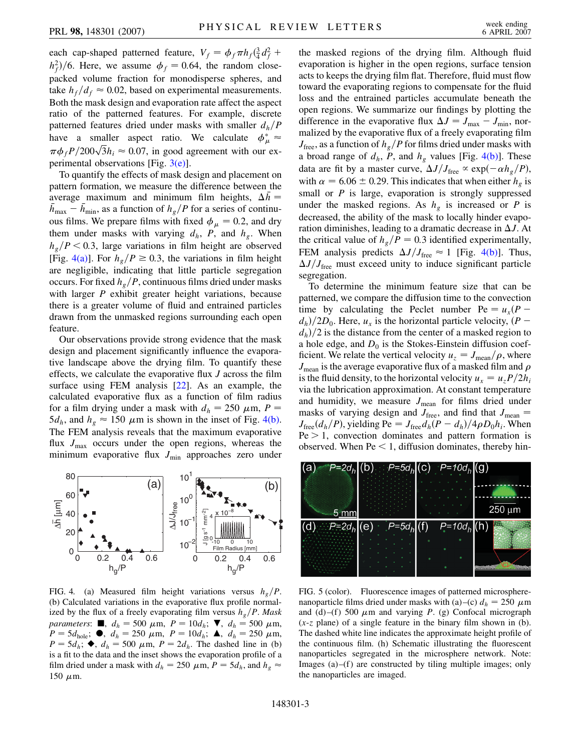each cap-shaped patterned feature, $V_f = \phi_f \pi h_f(\frac{3}{4}d_f^2 + h_f^2)/6$. Here, we assume $\phi_f = 0.64$, the random close-packed volume fraction for monodisperse spheres, and take $h_f/d_f \approx 0.02$, based on experimental measurements. Both the mask design and evaporation rate affect the aspect ratio of the patterned features. For example, discrete patterned features dried under masks with smaller $d_h/P$ have a smaller aspect ratio. We calculate $\phi_\mu^* \approx \pi\phi_f P/200\sqrt{3}h_i \approx 0.07$, in good agreement with our experimental observations [Fig. 3(e)].

To quantify the effects of mask design and placement on pattern formation, we measure the difference between the average maximum and minimum film heights, $\Delta\bar{h} = \bar{h}_{\max} - \bar{h}_{\min}$, as a function of $h_g/P$ for a series of continuous films. We prepare films with fixed $\phi_\mu = 0.2$, and dry them under masks with varying $d_h$, $P$, and $h_g$. When $h_g/P < 0.3$, large variations in film height are observed [Fig. 4(a)]. For $h_g/P \geq 0.3$, the variations in film height are negligible, indicating that little particle segregation occurs. For fixed $h_g/P$, continuous films dried under masks with larger $P$ exhibit greater height variations, because there is a greater volume of fluid and entrained particles drawn from the unmasked regions surrounding each open feature.

Our observations provide strong evidence that the mask design and placement significantly influence the evaporative landscape above the drying film. To quantify these effects, we calculate the evaporative flux $J$ across the film surface using FEM analysis [22]. As an example, the calculated evaporative flux as a function of film radius for a film drying under a mask with $d_h = 250$ $\mu$m, $P = 5d_h$, and $h_g \approx 150$ $\mu$m is shown in the inset of Fig. 4(b). The FEM analysis reveals that the maximum evaporative flux $J_{\max}$ occurs under the open regions, whereas the minimum evaporative flux $J_{\min}$ approaches zero under the masked regions of the drying film. Although fluid evaporation is higher in the open regions, surface tension acts to keeps the drying film flat. Therefore, fluid must flow toward the evaporating regions to compensate for the fluid loss and the entrained particles accumulate beneath the open regions. We summarize our findings by plotting the difference in the evaporative flux $\Delta J = J_{\max} - J_{\min}$, normalized by the evaporative flux of a freely evaporating film $J_{\text{free}}$, as a function of $h_g/P$ for films dried under masks with a broad range of $d_h$, $P$, and $h_g$ values [Fig. 4(b)]. These data are fit by a master curve, $\Delta J/J_{\text{free}} \propto \exp(-\alpha h_g/P)$, with $\alpha = 6.06 \pm 0.29$. This indicates that when either $h_g$ is small or $P$ is large, evaporation is strongly suppressed under the masked regions. As $h_g$ is increased or $P$ is decreased, the ability of the mask to locally hinder evaporation diminishes, leading to a dramatic decrease in $\Delta J$. At the critical value of $h_g/P = 0.3$ identified experimentally, FEM analysis predicts $\Delta J/J_{\text{free}} \approx 1$ [Fig. 4(b)]. Thus, $\Delta J/J_{\text{free}}$ must exceed unity to induce significant particle segregation.

To determine the minimum feature size that can be patterned, we compare the diffusion time to the convection time by calculating the Peclet number $\text{Pe} = u_x(P - d_h)/2D_0$. Here, $u_x$ is the horizontal particle velocity, $(P - d_h)/2$ is the distance from the center of a masked region to a hole edge, and $D_0$ is the Stokes-Einstein diffusion coefficient. We relate the vertical velocity $u_z = J_{\text{mean}}/\rho$, where $J_{\text{mean}}$ is the average evaporative flux of a masked film and $\rho$ is the fluid density, to the horizontal velocity $u_x = u_z P/2h_i$ via the lubrication approximation. At constant temperature and humidity, we measure $J_{\text{mean}}$ for films dried under masks of varying design and $J_{\text{free}}$, and find that $J_{\text{mean}} = J_{\text{free}}(d_h/P)$, yielding $\text{Pe} = J_{\text{free}}d_h(P - d_h)/4\rho D_0 h_i$. When $\text{Pe} > 1$, convection dominates and pattern formation is observed. When $\text{Pe} < 1$, diffusion dominates, thereby hin-

FIG. 4. (a) Measured film height variations versus $h_g/P$. (b) Calculated variations in the evaporative flux profile normalized by the flux of a freely evaporating film versus $h_g/P$. *Mask parameters*: ■, $d_h = 500$ $\mu$m, $P = 10d_h$; ▼, $d_h = 500$ $\mu$m, $P = 5d_{\text{hole}}$; ●, $d_h = 250$ $\mu$m, $P = 10d_h$; ▲, $d_h = 250$ $\mu$m, $P = 5d_h$; ◆, $d_h = 500$ $\mu$m, $P = 2d_h$. The dashed line in (b) is a fit to the data and the inset shows the evaporation profile of a film dried under a mask with $d_h = 250$ $\mu$m, $P = 5d_h$, and $h_g \approx 150$ $\mu$m.

FIG. 5 (color). Fluorescence images of patterned microsphere-nanoparticle films dried under masks with (a)–(c) $d_h = 250$ $\mu$m and (d)–(f) 500 $\mu$m and varying $P$. (g) Confocal micrograph ($x$-$z$ plane) of a single feature in the binary film shown in (b). The dashed white line indicates the approximate height profile of the continuous film. (h) Schematic illustrating the fluorescent nanoparticles segregated in the microsphere network. Note: Images (a)–(f) are constructed by tiling multiple images; only the nanoparticles are imaged.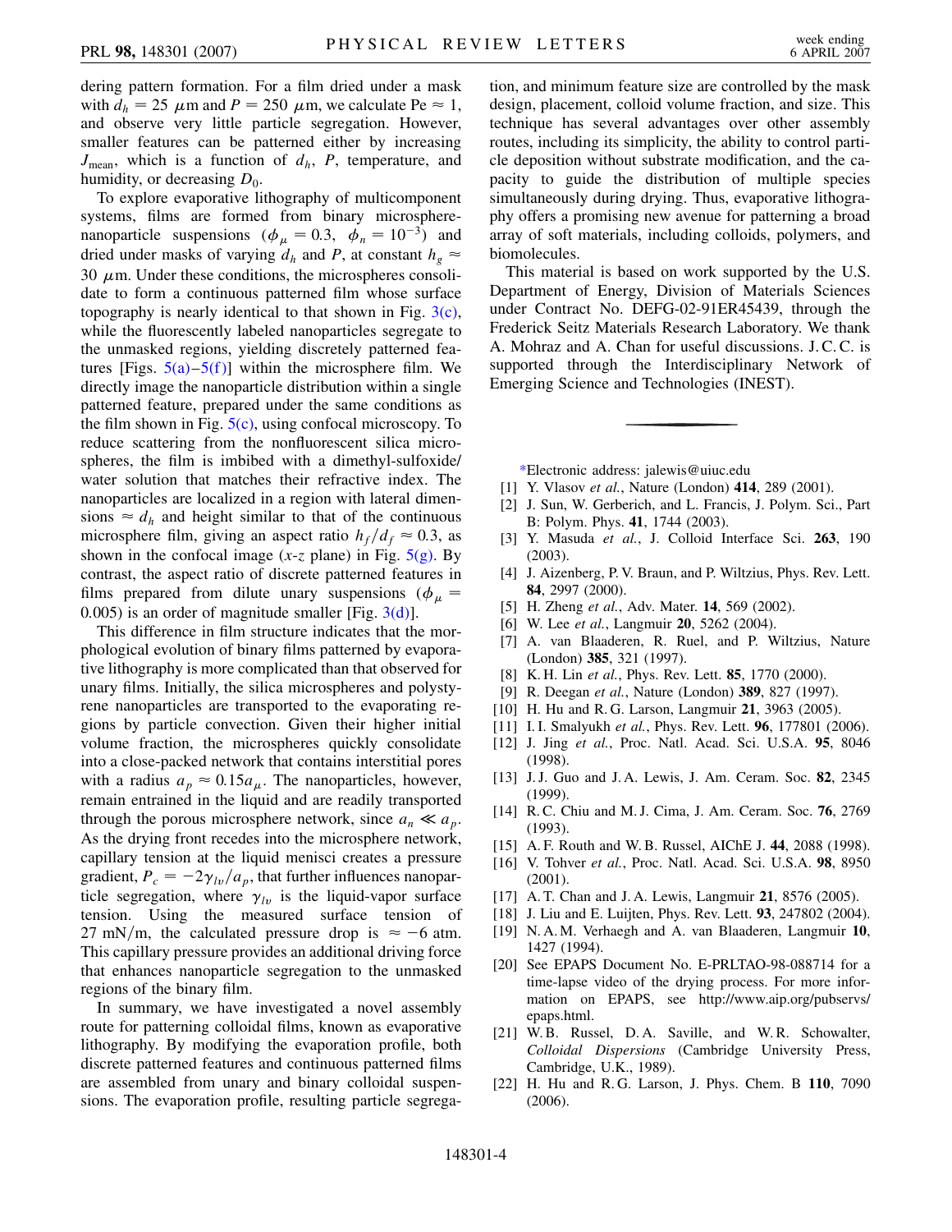dering pattern formation. For a film dried under a mask with $d_h = 25\ \mu$m and $P = 250\ \mu$m, we calculate Pe $\approx 1$, and observe very little particle segregation. However, smaller features can be patterned either by increasing $J_{\mathrm{mean}}$, which is a function of $d_h$, $P$, temperature, and humidity, or decreasing $D_0$.

To explore evaporative lithography of multicomponent systems, films are formed from binary microsphere-nanoparticle suspensions ($\phi_\mu = 0.3$, $\phi_n = 10^{-3}$) and dried under masks of varying $d_h$ and $P$, at constant $h_g \approx 30\ \mu$m. Under these conditions, the microspheres consolidate to form a continuous patterned film whose surface topography is nearly identical to that shown in Fig. 3(c), while the fluorescently labeled nanoparticles segregate to the unmasked regions, yielding discretely patterned features [Figs. 5(a)–5(f)] within the microsphere film. We directly image the nanoparticle distribution within a single patterned feature, prepared under the same conditions as the film shown in Fig. 5(c), using confocal microscopy. To reduce scattering from the nonfluorescent silica microspheres, the film is imbibed with a dimethyl-sulfoxide/water solution that matches their refractive index. The nanoparticles are localized in a region with lateral dimensions $\approx d_h$ and height similar to that of the continuous microsphere film, giving an aspect ratio $h_f/d_f \approx 0.3$, as shown in the confocal image ($x$-$z$ plane) in Fig. 5(g). By contrast, the aspect ratio of discrete patterned features in films prepared from dilute unary suspensions ($\phi_\mu = 0.005$) is an order of magnitude smaller [Fig. 3(d)].

This difference in film structure indicates that the morphological evolution of binary films patterned by evaporative lithography is more complicated than that observed for unary films. Initially, the silica microspheres and polystyrene nanoparticles are transported to the evaporating regions by particle convection. Given their higher initial volume fraction, the microspheres quickly consolidate into a close-packed network that contains interstitial pores with a radius $a_p \approx 0.15 a_\mu$. The nanoparticles, however, remain entrained in the liquid and are readily transported through the porous microsphere network, since $a_n \ll a_p$. As the drying front recedes into the microsphere network, capillary tension at the liquid menisci creates a pressure gradient, $P_c = -2\gamma_{lv}/a_p$, that further influences nanoparticle segregation, where $\gamma_{lv}$ is the liquid-vapor surface tension. Using the measured surface tension of 27 mN/m, the calculated pressure drop is $\approx -6$ atm. This capillary pressure provides an additional driving force that enhances nanoparticle segregation to the unmasked regions of the binary film.

In summary, we have investigated a novel assembly route for patterning colloidal films, known as evaporative lithography. By modifying the evaporation profile, both discrete patterned features and continuous patterned films are assembled from unary and binary colloidal suspensions. The evaporation profile, resulting particle segregation, and minimum feature size are controlled by the mask design, placement, colloid volume fraction, and size. This technique has several advantages over other assembly routes, including its simplicity, the ability to control particle deposition without substrate modification, and the capacity to guide the distribution of multiple species simultaneously during drying. Thus, evaporative lithography offers a promising new avenue for patterning a broad array of soft materials, including colloids, polymers, and biomolecules.

This material is based on work supported by the U.S. Department of Energy, Division of Materials Sciences under Contract No. DEFG-02-91ER45439, through the Frederick Seitz Materials Research Laboratory. We thank A. Mohraz and A. Chan for useful discussions. J. C. C. is supported through the Interdisciplinary Network of Emerging Science and Technologies (INEST).

---

*Electronic address: jalewis@uiuc.edu

[1] Y. Vlasov *et al.*, Nature (London) **414**, 289 (2001).
[2] J. Sun, W. Gerberich, and L. Francis, J. Polym. Sci., Part B: Polym. Phys. **41**, 1744 (2003).
[3] Y. Masuda *et al.*, J. Colloid Interface Sci. **263**, 190 (2003).
[4] J. Aizenberg, P. V. Braun, and P. Wiltzius, Phys. Rev. Lett. **84**, 2997 (2000).
[5] H. Zheng *et al.*, Adv. Mater. **14**, 569 (2002).
[6] W. Lee *et al.*, Langmuir **20**, 5262 (2004).
[7] A. van Blaaderen, R. Ruel, and P. Wiltzius, Nature (London) **385**, 321 (1997).
[8] K. H. Lin *et al.*, Phys. Rev. Lett. **85**, 1770 (2000).
[9] R. Deegan *et al.*, Nature (London) **389**, 827 (1997).
[10] H. Hu and R. G. Larson, Langmuir **21**, 3963 (2005).
[11] I. I. Smalyukh *et al.*, Phys. Rev. Lett. **96**, 177801 (2006).
[12] J. Jing *et al.*, Proc. Natl. Acad. Sci. U.S.A. **95**, 8046 (1998).
[13] J. J. Guo and J. A. Lewis, J. Am. Ceram. Soc. **82**, 2345 (1999).
[14] R. C. Chiu and M. J. Cima, J. Am. Ceram. Soc. **76**, 2769 (1993).
[15] A. F. Routh and W. B. Russel, AIChE J. **44**, 2088 (1998).
[16] V. Tohver *et al.*, Proc. Natl. Acad. Sci. U.S.A. **98**, 8950 (2001).
[17] A. T. Chan and J. A. Lewis, Langmuir **21**, 8576 (2005).
[18] J. Liu and E. Luijten, Phys. Rev. Lett. **93**, 247802 (2004).
[19] N. A. M. Verhaegh and A. van Blaaderen, Langmuir **10**, 1427 (1994).
[20] See EPAPS Document No. E-PRLTAO-98-088714 for a time-lapse video of the drying process. For more information on EPAPS, see http://www.aip.org/pubservs/epaps.html.
[21] W. B. Russel, D. A. Saville, and W. R. Schowalter, *Colloidal Dispersions* (Cambridge University Press, Cambridge, U.K., 1989).
[22] H. Hu and R. G. Larson, J. Phys. Chem. B **110**, 7090 (2006).